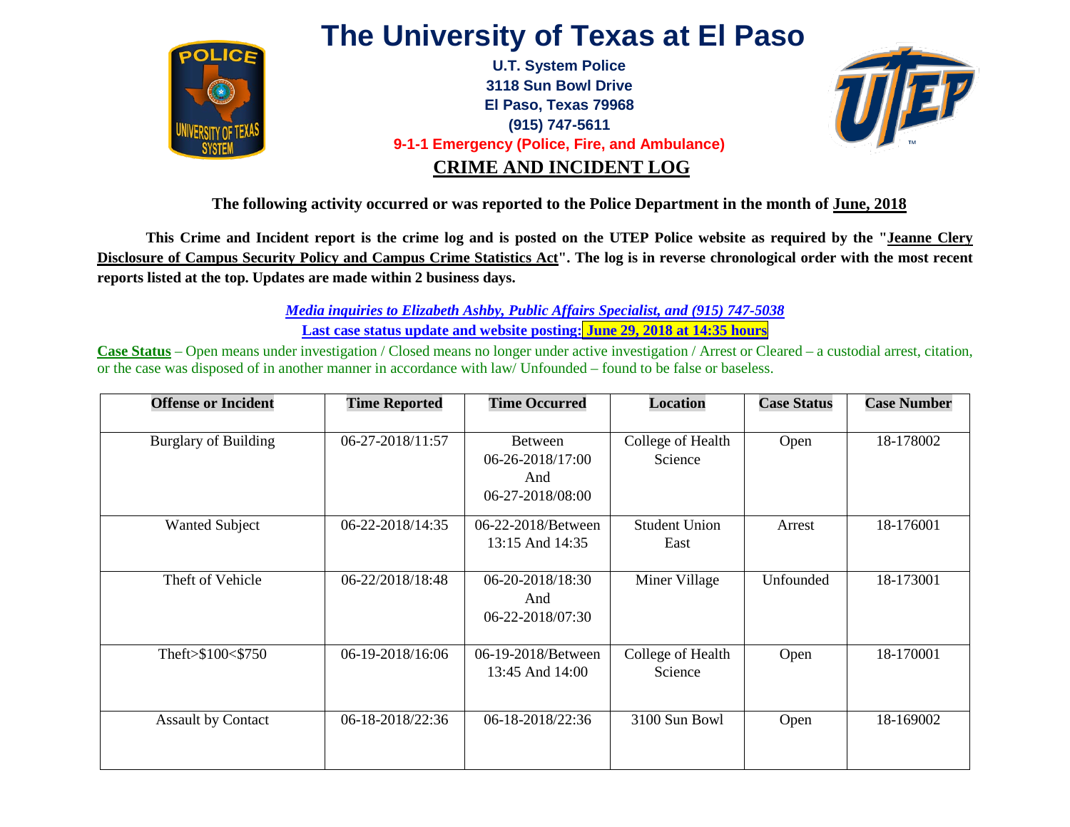# The University of Texas at El Paso

**U.T. System Police**
**3118 Sun Bowl Drive**
**El Paso, Texas 79968**
**(915) 747-5611**
**9-1-1 Emergency (Police, Fire, and Ambulance)**

## CRIME AND INCIDENT LOG

**The following activity occurred or was reported to the Police Department in the month of June, 2018**

**This Crime and Incident report is the crime log and is posted on the UTEP Police website as required by the "Jeanne Clery Disclosure of Campus Security Policy and Campus Crime Statistics Act". The log is in reverse chronological order with the most recent reports listed at the top. Updates are made within 2 business days.**

*Media inquiries to Elizabeth Ashby, Public Affairs Specialist, and (915) 747-5038*

**Last case status update and website posting: June 29, 2018 at 14:35 hours**

**Case Status** – Open means under investigation / Closed means no longer under active investigation / Arrest or Cleared – a custodial arrest, citation, or the case was disposed of in another manner in accordance with law/ Unfounded – found to be false or baseless.

| Offense or Incident | Time Reported | Time Occurred | Location | Case Status | Case Number |
|---|---|---|---|---|---|
| Burglary of Building | 06-27-2018/11:57 | Between 06-26-2018/17:00 And 06-27-2018/08:00 | College of Health Science | Open | 18-178002 |
| Wanted Subject | 06-22-2018/14:35 | 06-22-2018/Between 13:15 And 14:35 | Student Union East | Arrest | 18-176001 |
| Theft of Vehicle | 06-22/2018/18:48 | 06-20-2018/18:30 And 06-22-2018/07:30 | Miner Village | Unfounded | 18-173001 |
| Theft>$100<$750 | 06-19-2018/16:06 | 06-19-2018/Between 13:45 And 14:00 | College of Health Science | Open | 18-170001 |
| Assault by Contact | 06-18-2018/22:36 | 06-18-2018/22:36 | 3100 Sun Bowl | Open | 18-169002 |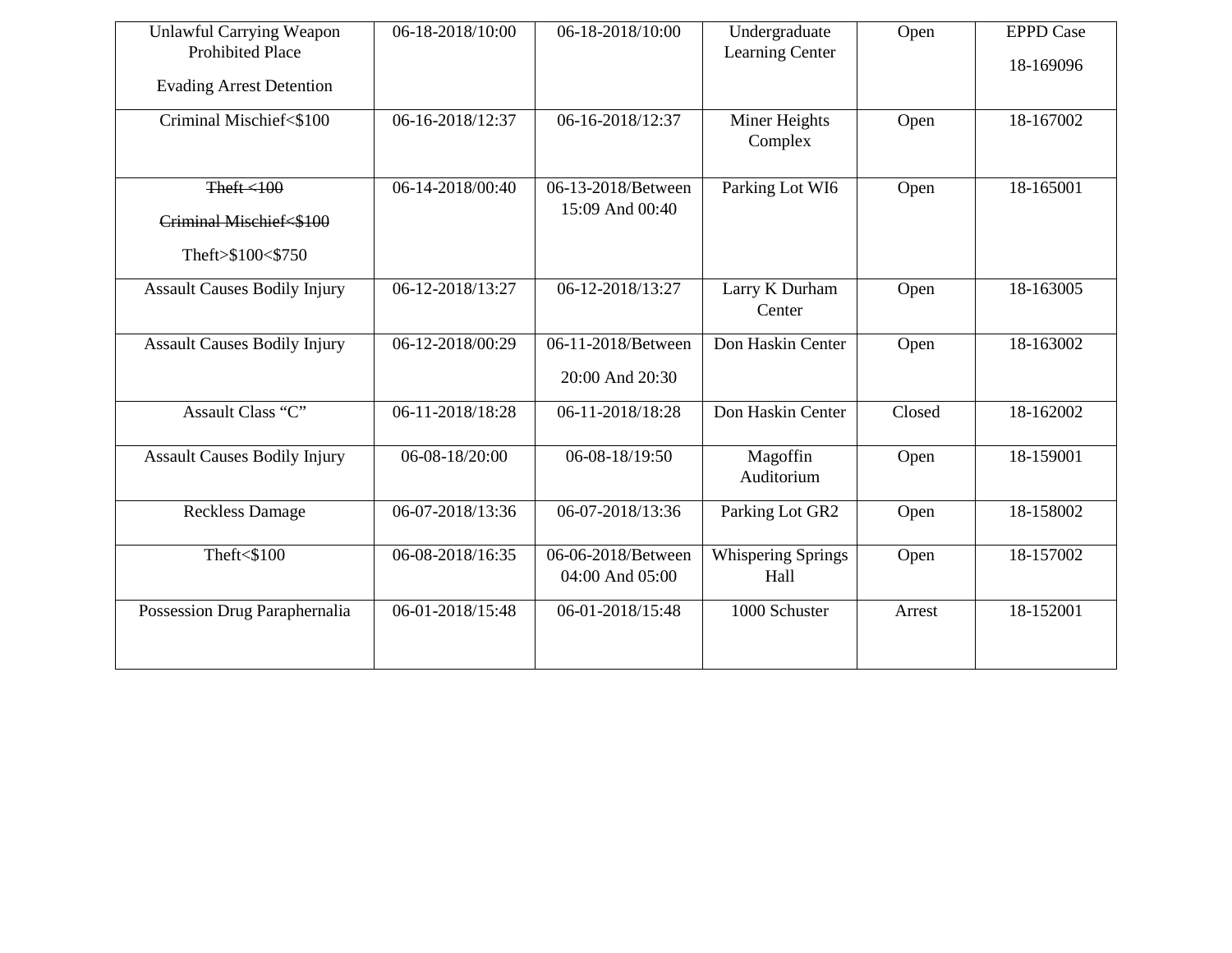| | | | | | |
|---|---|---|---|---|---|
| Unlawful Carrying Weapon Prohibited Place<br><br>Evading Arrest Detention | 06-18-2018/10:00 | 06-18-2018/10:00 | Undergraduate Learning Center | Open | EPPD Case<br><br>18-169096 |
| Criminal Mischief<$100 | 06-16-2018/12:37 | 06-16-2018/12:37 | Miner Heights Complex | Open | 18-167002 |
| ~~Theft <100~~<br><br>~~Criminal Mischief<$100~~<br><br>Theft>$100<$750 | 06-14-2018/00:40 | 06-13-2018/Between 15:09 And 00:40 | Parking Lot WI6 | Open | 18-165001 |
| Assault Causes Bodily Injury | 06-12-2018/13:27 | 06-12-2018/13:27 | Larry K Durham Center | Open | 18-163005 |
| Assault Causes Bodily Injury | 06-12-2018/00:29 | 06-11-2018/Between<br><br>20:00 And 20:30 | Don Haskin Center | Open | 18-163002 |
| Assault Class "C" | 06-11-2018/18:28 | 06-11-2018/18:28 | Don Haskin Center | Closed | 18-162002 |
| Assault Causes Bodily Injury | 06-08-18/20:00 | 06-08-18/19:50 | Magoffin Auditorium | Open | 18-159001 |
| Reckless Damage | 06-07-2018/13:36 | 06-07-2018/13:36 | Parking Lot GR2 | Open | 18-158002 |
| Theft<$100 | 06-08-2018/16:35 | 06-06-2018/Between 04:00 And 05:00 | Whispering Springs Hall | Open | 18-157002 |
| Possession Drug Paraphernalia | 06-01-2018/15:48 | 06-01-2018/15:48 | 1000 Schuster | Arrest | 18-152001 |